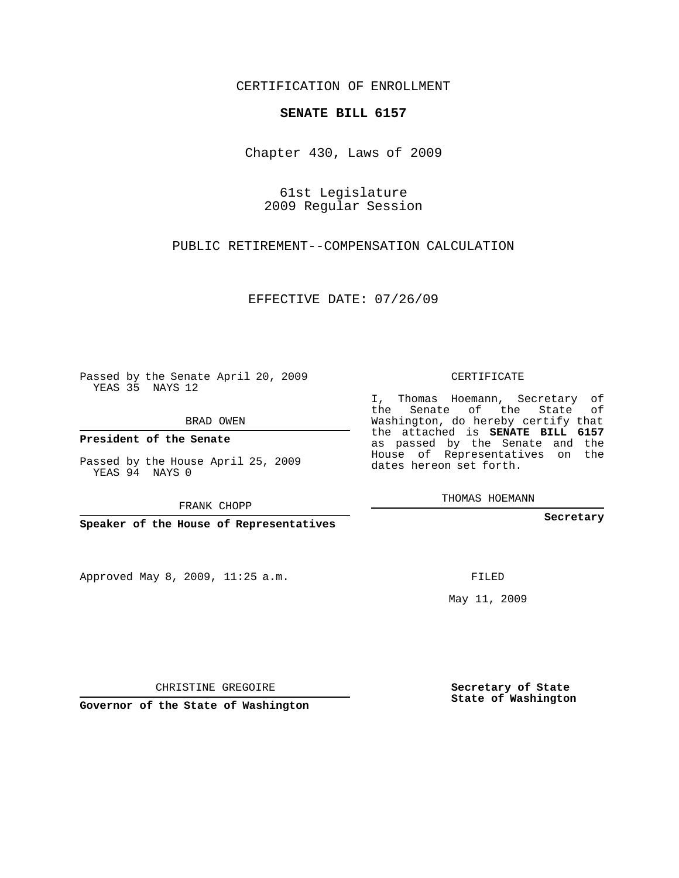CERTIFICATION OF ENROLLMENT

**SENATE BILL 6157**

Chapter 430, Laws of 2009

61st Legislature
2009 Regular Session

PUBLIC RETIREMENT--COMPENSATION CALCULATION

EFFECTIVE DATE: 07/26/09

Passed by the Senate April 20, 2009
YEAS 35 NAYS 12

BRAD OWEN

**President of the Senate**

Passed by the House April 25, 2009
YEAS 94 NAYS 0

FRANK CHOPP

**Speaker of the House of Representatives**

CERTIFICATE

I, Thomas Hoemann, Secretary of the Senate of the State of Washington, do hereby certify that the attached is **SENATE BILL 6157** as passed by the Senate and the House of Representatives on the dates hereon set forth.

THOMAS HOEMANN

**Secretary**

Approved May 8, 2009, 11:25 a.m.

FILED

May 11, 2009

CHRISTINE GREGOIRE

**Governor of the State of Washington**

**Secretary of State**
**State of Washington**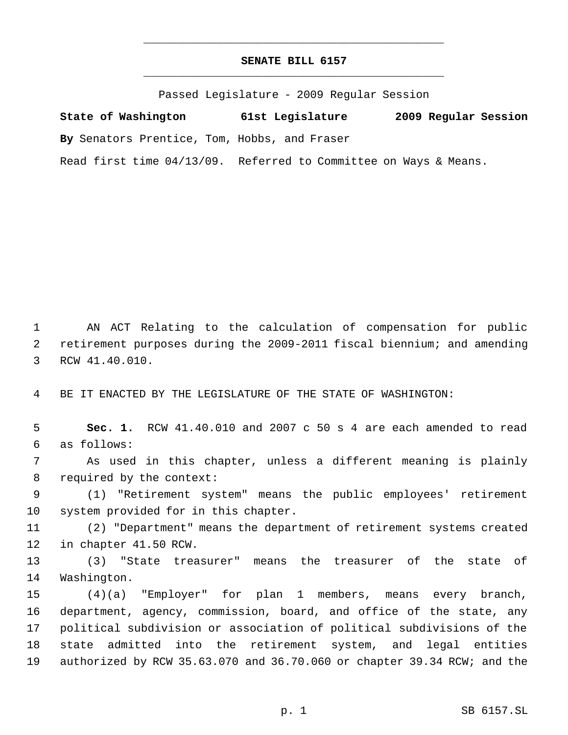# SENATE BILL 6157

Passed Legislature - 2009 Regular Session

**State of Washington 61st Legislature 2009 Regular Session**

**By** Senators Prentice, Tom, Hobbs, and Fraser

Read first time 04/13/09. Referred to Committee on Ways & Means.

AN ACT Relating to the calculation of compensation for public retirement purposes during the 2009-2011 fiscal biennium; and amending RCW 41.40.010.

BE IT ENACTED BY THE LEGISLATURE OF THE STATE OF WASHINGTON:

**Sec. 1.** RCW 41.40.010 and 2007 c 50 s 4 are each amended to read as follows:

As used in this chapter, unless a different meaning is plainly required by the context:

(1) "Retirement system" means the public employees' retirement system provided for in this chapter.

(2) "Department" means the department of retirement systems created in chapter 41.50 RCW.

(3) "State treasurer" means the treasurer of the state of Washington.

(4)(a) "Employer" for plan 1 members, means every branch, department, agency, commission, board, and office of the state, any political subdivision or association of political subdivisions of the state admitted into the retirement system, and legal entities authorized by RCW 35.63.070 and 36.70.060 or chapter 39.34 RCW; and the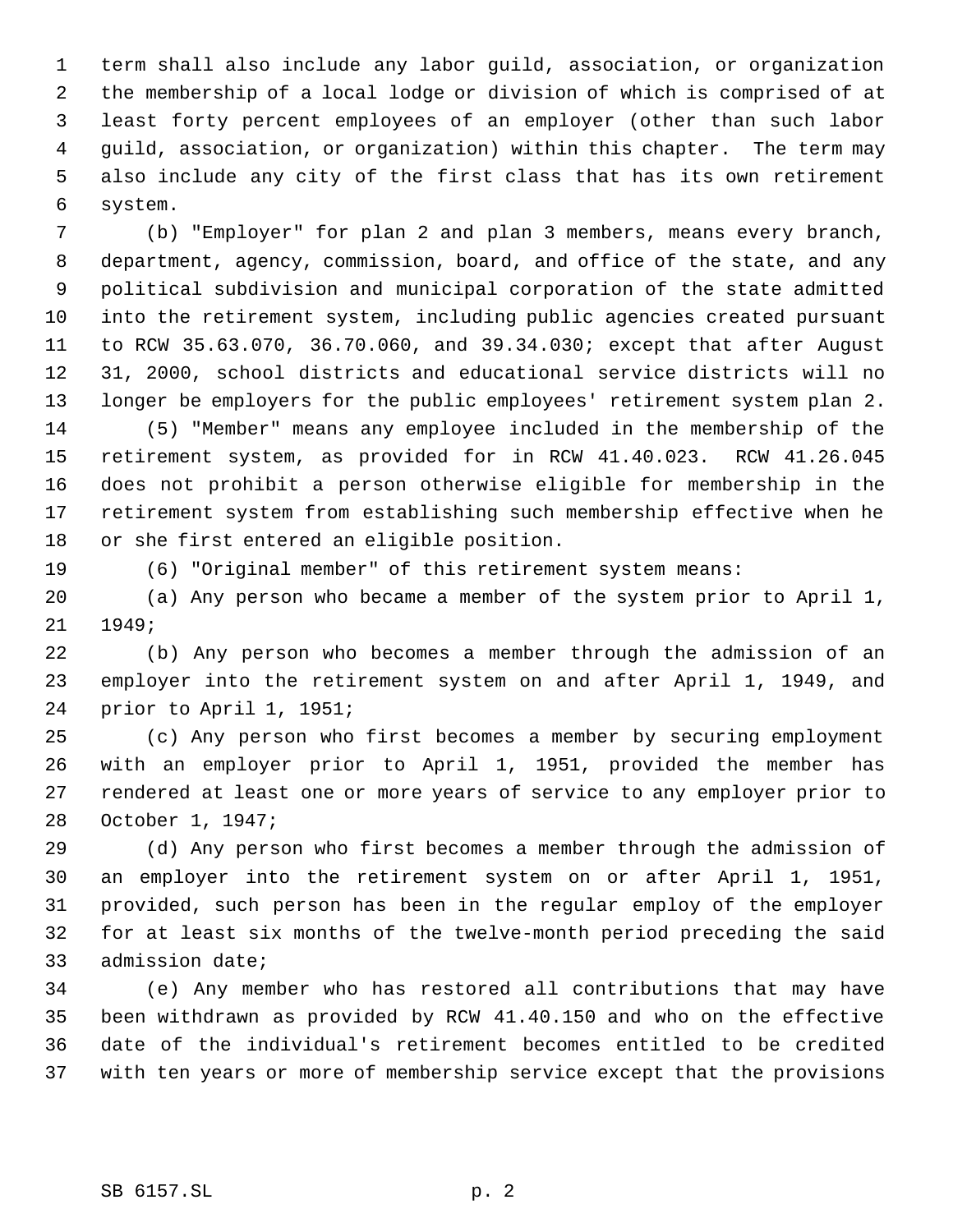term shall also include any labor guild, association, or organization the membership of a local lodge or division of which is comprised of at least forty percent employees of an employer (other than such labor guild, association, or organization) within this chapter. The term may also include any city of the first class that has its own retirement system.

(b) "Employer" for plan 2 and plan 3 members, means every branch, department, agency, commission, board, and office of the state, and any political subdivision and municipal corporation of the state admitted into the retirement system, including public agencies created pursuant to RCW 35.63.070, 36.70.060, and 39.34.030; except that after August 31, 2000, school districts and educational service districts will no longer be employers for the public employees' retirement system plan 2.

(5) "Member" means any employee included in the membership of the retirement system, as provided for in RCW 41.40.023. RCW 41.26.045 does not prohibit a person otherwise eligible for membership in the retirement system from establishing such membership effective when he or she first entered an eligible position.

(6) "Original member" of this retirement system means:

(a) Any person who became a member of the system prior to April 1, 1949;

(b) Any person who becomes a member through the admission of an employer into the retirement system on and after April 1, 1949, and prior to April 1, 1951;

(c) Any person who first becomes a member by securing employment with an employer prior to April 1, 1951, provided the member has rendered at least one or more years of service to any employer prior to October 1, 1947;

(d) Any person who first becomes a member through the admission of an employer into the retirement system on or after April 1, 1951, provided, such person has been in the regular employ of the employer for at least six months of the twelve-month period preceding the said admission date;

(e) Any member who has restored all contributions that may have been withdrawn as provided by RCW 41.40.150 and who on the effective date of the individual's retirement becomes entitled to be credited with ten years or more of membership service except that the provisions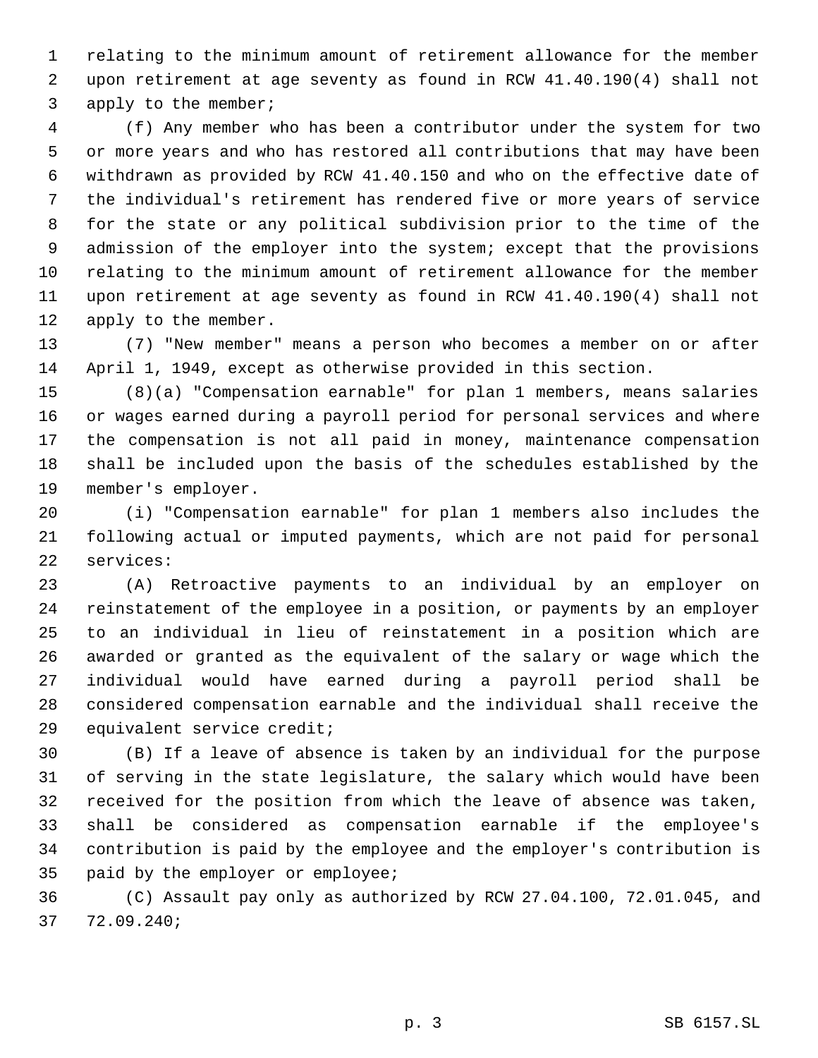relating to the minimum amount of retirement allowance for the member upon retirement at age seventy as found in RCW 41.40.190(4) shall not apply to the member;

(f) Any member who has been a contributor under the system for two or more years and who has restored all contributions that may have been withdrawn as provided by RCW 41.40.150 and who on the effective date of the individual's retirement has rendered five or more years of service for the state or any political subdivision prior to the time of the admission of the employer into the system; except that the provisions relating to the minimum amount of retirement allowance for the member upon retirement at age seventy as found in RCW 41.40.190(4) shall not apply to the member.

(7) "New member" means a person who becomes a member on or after April 1, 1949, except as otherwise provided in this section.

(8)(a) "Compensation earnable" for plan 1 members, means salaries or wages earned during a payroll period for personal services and where the compensation is not all paid in money, maintenance compensation shall be included upon the basis of the schedules established by the member's employer.

(i) "Compensation earnable" for plan 1 members also includes the following actual or imputed payments, which are not paid for personal services:

(A) Retroactive payments to an individual by an employer on reinstatement of the employee in a position, or payments by an employer to an individual in lieu of reinstatement in a position which are awarded or granted as the equivalent of the salary or wage which the individual would have earned during a payroll period shall be considered compensation earnable and the individual shall receive the equivalent service credit;

(B) If a leave of absence is taken by an individual for the purpose of serving in the state legislature, the salary which would have been received for the position from which the leave of absence was taken, shall be considered as compensation earnable if the employee's contribution is paid by the employee and the employer's contribution is paid by the employer or employee;

(C) Assault pay only as authorized by RCW 27.04.100, 72.01.045, and 72.09.240;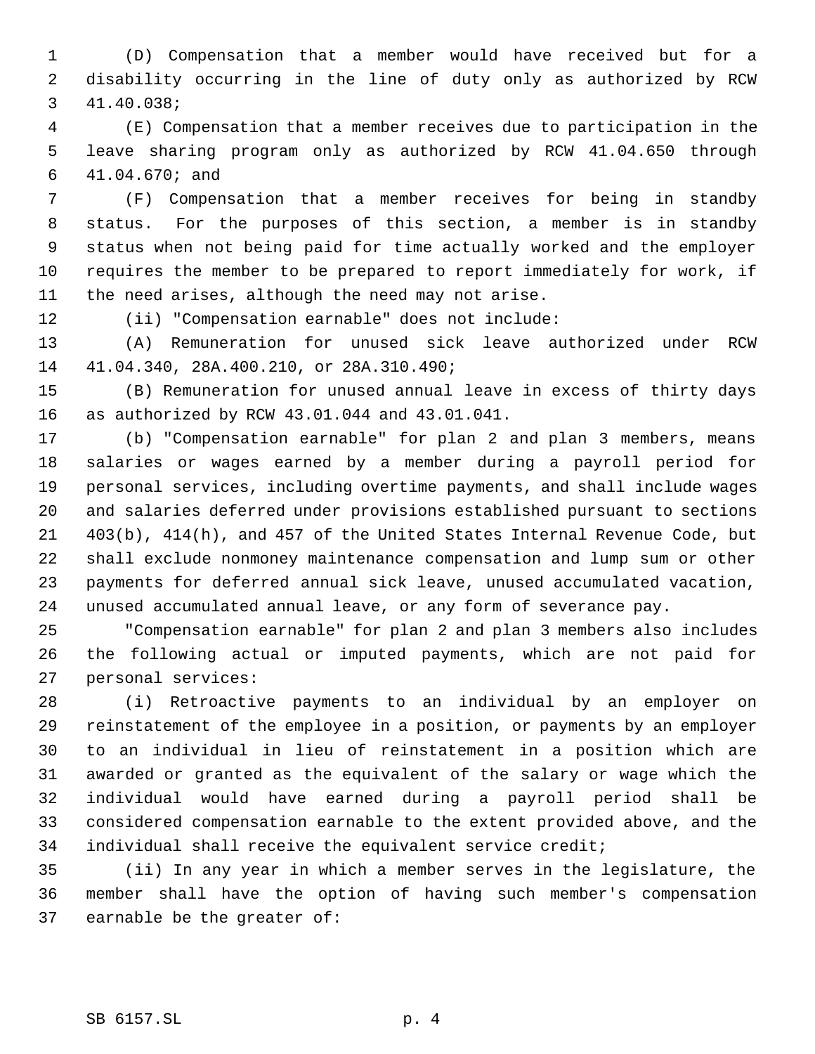(D) Compensation that a member would have received but for a disability occurring in the line of duty only as authorized by RCW 41.40.038;

(E) Compensation that a member receives due to participation in the leave sharing program only as authorized by RCW 41.04.650 through 41.04.670; and

(F) Compensation that a member receives for being in standby status. For the purposes of this section, a member is in standby status when not being paid for time actually worked and the employer requires the member to be prepared to report immediately for work, if the need arises, although the need may not arise.

(ii) "Compensation earnable" does not include:

(A) Remuneration for unused sick leave authorized under RCW 41.04.340, 28A.400.210, or 28A.310.490;

(B) Remuneration for unused annual leave in excess of thirty days as authorized by RCW 43.01.044 and 43.01.041.

(b) "Compensation earnable" for plan 2 and plan 3 members, means salaries or wages earned by a member during a payroll period for personal services, including overtime payments, and shall include wages and salaries deferred under provisions established pursuant to sections 403(b), 414(h), and 457 of the United States Internal Revenue Code, but shall exclude nonmoney maintenance compensation and lump sum or other payments for deferred annual sick leave, unused accumulated vacation, unused accumulated annual leave, or any form of severance pay.

"Compensation earnable" for plan 2 and plan 3 members also includes the following actual or imputed payments, which are not paid for personal services:

(i) Retroactive payments to an individual by an employer on reinstatement of the employee in a position, or payments by an employer to an individual in lieu of reinstatement in a position which are awarded or granted as the equivalent of the salary or wage which the individual would have earned during a payroll period shall be considered compensation earnable to the extent provided above, and the individual shall receive the equivalent service credit;

(ii) In any year in which a member serves in the legislature, the member shall have the option of having such member's compensation earnable be the greater of: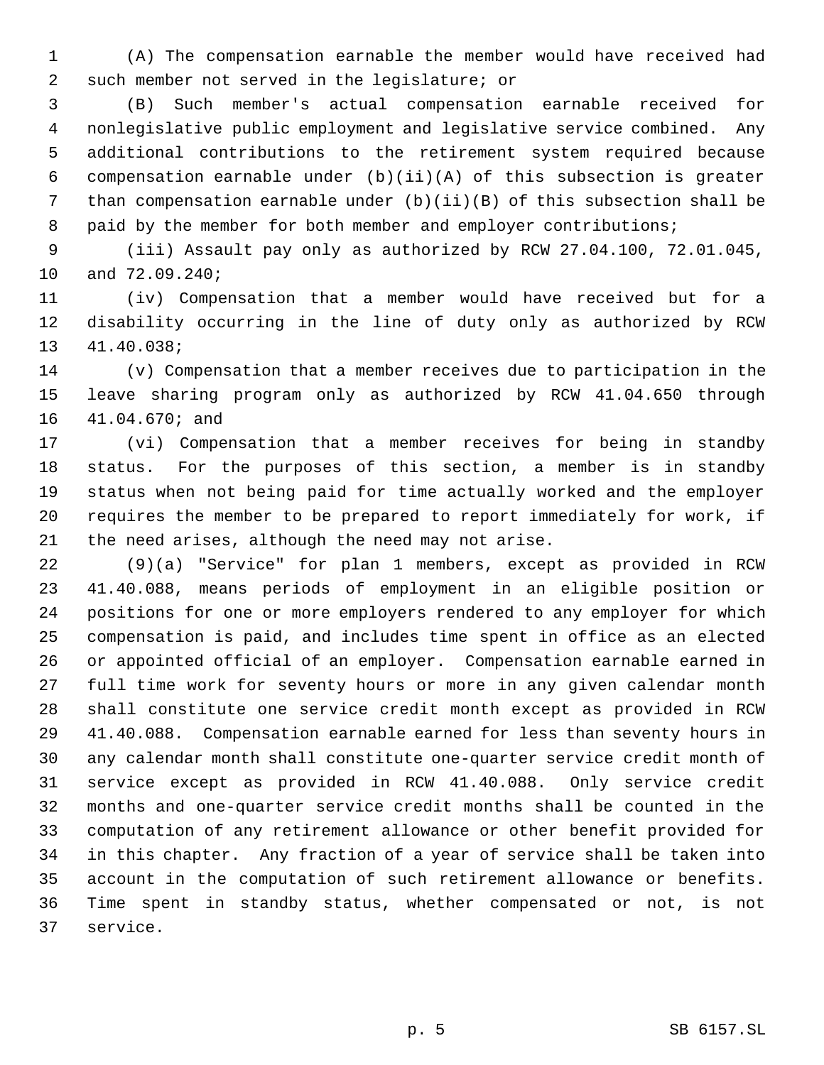(A) The compensation earnable the member would have received had such member not served in the legislature; or

(B) Such member's actual compensation earnable received for nonlegislative public employment and legislative service combined. Any additional contributions to the retirement system required because compensation earnable under (b)(ii)(A) of this subsection is greater than compensation earnable under (b)(ii)(B) of this subsection shall be paid by the member for both member and employer contributions;

(iii) Assault pay only as authorized by RCW 27.04.100, 72.01.045, and 72.09.240;

(iv) Compensation that a member would have received but for a disability occurring in the line of duty only as authorized by RCW 41.40.038;

(v) Compensation that a member receives due to participation in the leave sharing program only as authorized by RCW 41.04.650 through 41.04.670; and

(vi) Compensation that a member receives for being in standby status. For the purposes of this section, a member is in standby status when not being paid for time actually worked and the employer requires the member to be prepared to report immediately for work, if the need arises, although the need may not arise.

(9)(a) "Service" for plan 1 members, except as provided in RCW 41.40.088, means periods of employment in an eligible position or positions for one or more employers rendered to any employer for which compensation is paid, and includes time spent in office as an elected or appointed official of an employer. Compensation earnable earned in full time work for seventy hours or more in any given calendar month shall constitute one service credit month except as provided in RCW 41.40.088. Compensation earnable earned for less than seventy hours in any calendar month shall constitute one-quarter service credit month of service except as provided in RCW 41.40.088. Only service credit months and one-quarter service credit months shall be counted in the computation of any retirement allowance or other benefit provided for in this chapter. Any fraction of a year of service shall be taken into account in the computation of such retirement allowance or benefits. Time spent in standby status, whether compensated or not, is not service.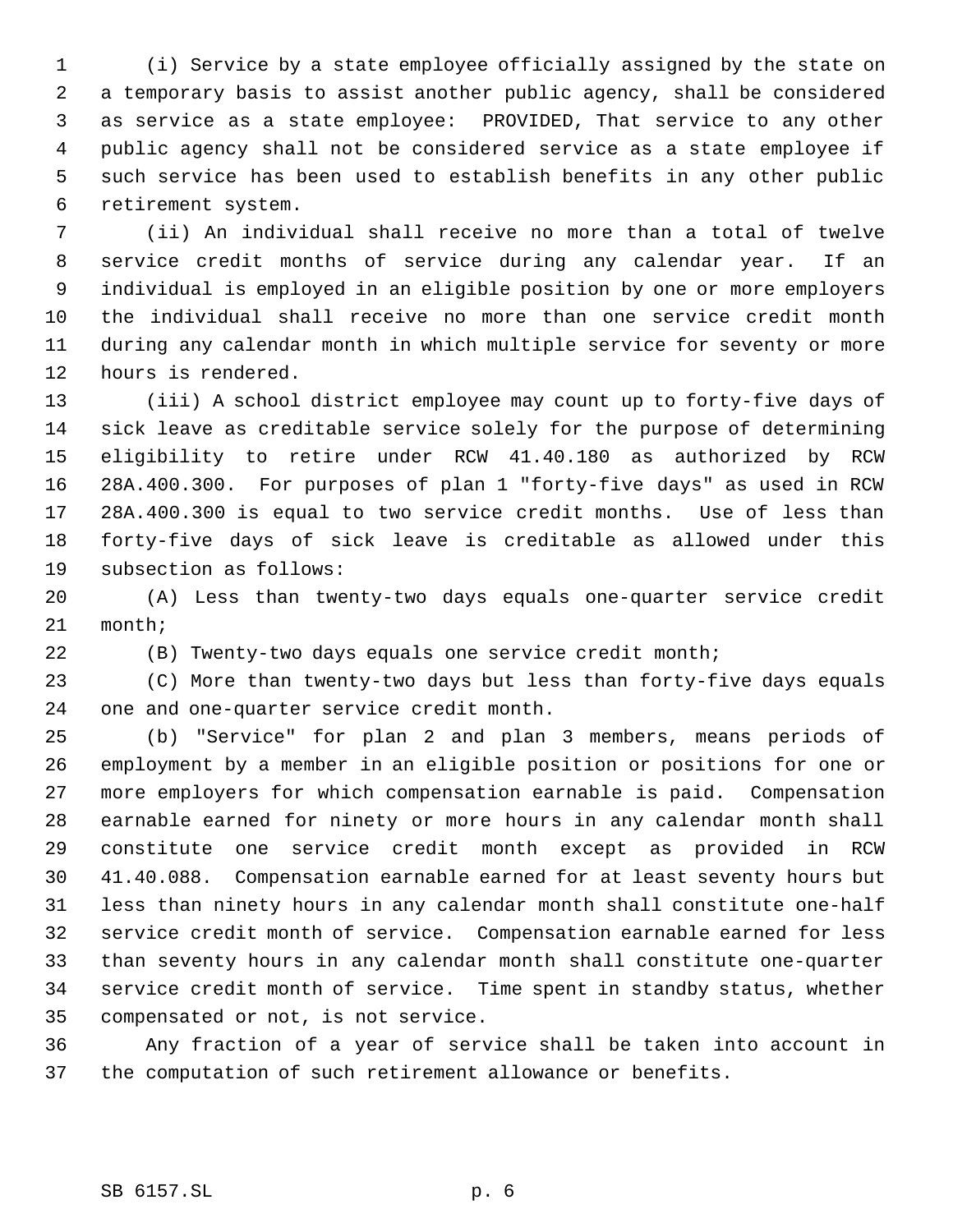(i) Service by a state employee officially assigned by the state on a temporary basis to assist another public agency, shall be considered as service as a state employee: PROVIDED, That service to any other public agency shall not be considered service as a state employee if such service has been used to establish benefits in any other public retirement system.

(ii) An individual shall receive no more than a total of twelve service credit months of service during any calendar year. If an individual is employed in an eligible position by one or more employers the individual shall receive no more than one service credit month during any calendar month in which multiple service for seventy or more hours is rendered.

(iii) A school district employee may count up to forty-five days of sick leave as creditable service solely for the purpose of determining eligibility to retire under RCW 41.40.180 as authorized by RCW 28A.400.300. For purposes of plan 1 "forty-five days" as used in RCW 28A.400.300 is equal to two service credit months. Use of less than forty-five days of sick leave is creditable as allowed under this subsection as follows:

(A) Less than twenty-two days equals one-quarter service credit month;

(B) Twenty-two days equals one service credit month;

(C) More than twenty-two days but less than forty-five days equals one and one-quarter service credit month.

(b) "Service" for plan 2 and plan 3 members, means periods of employment by a member in an eligible position or positions for one or more employers for which compensation earnable is paid. Compensation earnable earned for ninety or more hours in any calendar month shall constitute one service credit month except as provided in RCW 41.40.088. Compensation earnable earned for at least seventy hours but less than ninety hours in any calendar month shall constitute one-half service credit month of service. Compensation earnable earned for less than seventy hours in any calendar month shall constitute one-quarter service credit month of service. Time spent in standby status, whether compensated or not, is not service.

Any fraction of a year of service shall be taken into account in the computation of such retirement allowance or benefits.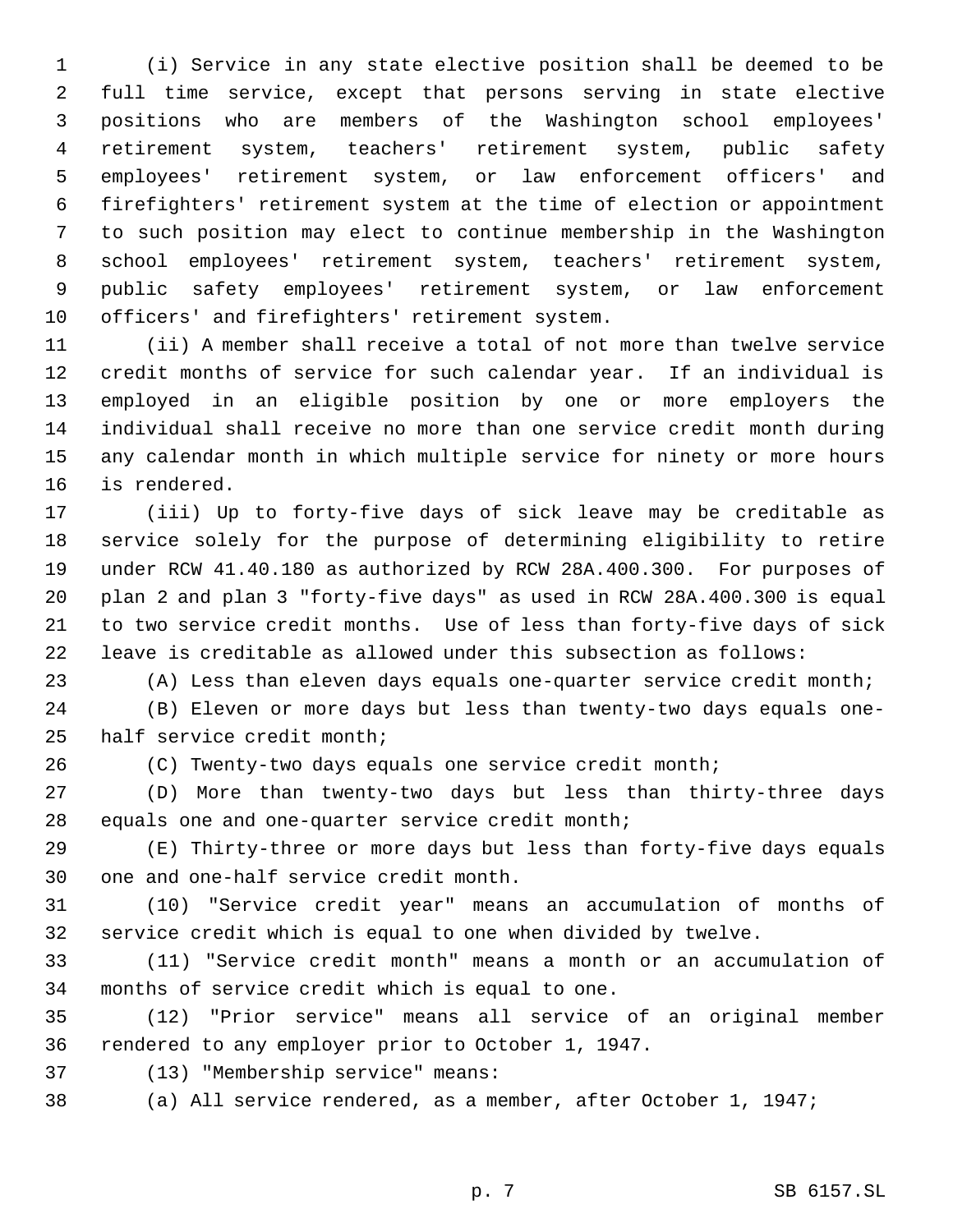(i) Service in any state elective position shall be deemed to be full time service, except that persons serving in state elective positions who are members of the Washington school employees' retirement system, teachers' retirement system, public safety employees' retirement system, or law enforcement officers' and firefighters' retirement system at the time of election or appointment to such position may elect to continue membership in the Washington school employees' retirement system, teachers' retirement system, public safety employees' retirement system, or law enforcement officers' and firefighters' retirement system.

(ii) A member shall receive a total of not more than twelve service credit months of service for such calendar year. If an individual is employed in an eligible position by one or more employers the individual shall receive no more than one service credit month during any calendar month in which multiple service for ninety or more hours is rendered.

(iii) Up to forty-five days of sick leave may be creditable as service solely for the purpose of determining eligibility to retire under RCW 41.40.180 as authorized by RCW 28A.400.300. For purposes of plan 2 and plan 3 "forty-five days" as used in RCW 28A.400.300 is equal to two service credit months. Use of less than forty-five days of sick leave is creditable as allowed under this subsection as follows:

(A) Less than eleven days equals one-quarter service credit month;

(B) Eleven or more days but less than twenty-two days equals one-half service credit month;

(C) Twenty-two days equals one service credit month;

(D) More than twenty-two days but less than thirty-three days equals one and one-quarter service credit month;

(E) Thirty-three or more days but less than forty-five days equals one and one-half service credit month.

(10) "Service credit year" means an accumulation of months of service credit which is equal to one when divided by twelve.

(11) "Service credit month" means a month or an accumulation of months of service credit which is equal to one.

(12) "Prior service" means all service of an original member rendered to any employer prior to October 1, 1947.

(13) "Membership service" means:

(a) All service rendered, as a member, after October 1, 1947;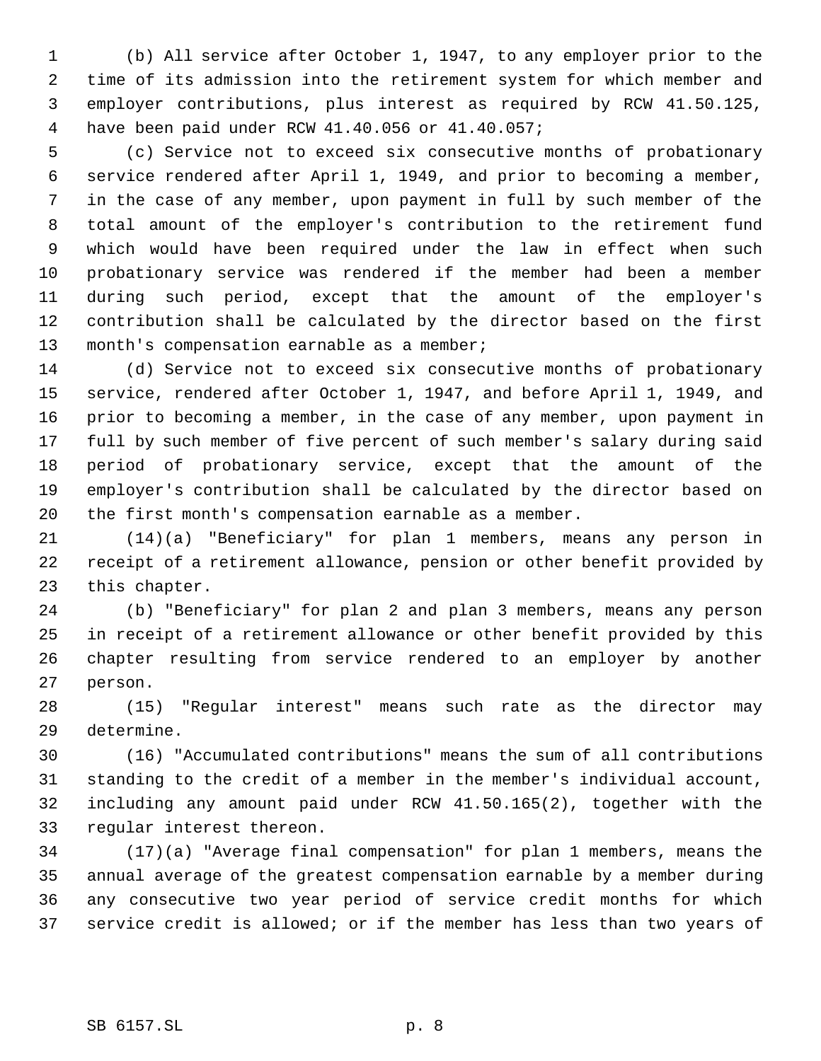(b) All service after October 1, 1947, to any employer prior to the time of its admission into the retirement system for which member and employer contributions, plus interest as required by RCW 41.50.125, have been paid under RCW 41.40.056 or 41.40.057;

(c) Service not to exceed six consecutive months of probationary service rendered after April 1, 1949, and prior to becoming a member, in the case of any member, upon payment in full by such member of the total amount of the employer's contribution to the retirement fund which would have been required under the law in effect when such probationary service was rendered if the member had been a member during such period, except that the amount of the employer's contribution shall be calculated by the director based on the first month's compensation earnable as a member;

(d) Service not to exceed six consecutive months of probationary service, rendered after October 1, 1947, and before April 1, 1949, and prior to becoming a member, in the case of any member, upon payment in full by such member of five percent of such member's salary during said period of probationary service, except that the amount of the employer's contribution shall be calculated by the director based on the first month's compensation earnable as a member.

(14)(a) "Beneficiary" for plan 1 members, means any person in receipt of a retirement allowance, pension or other benefit provided by this chapter.

(b) "Beneficiary" for plan 2 and plan 3 members, means any person in receipt of a retirement allowance or other benefit provided by this chapter resulting from service rendered to an employer by another person.

(15) "Regular interest" means such rate as the director may determine.

(16) "Accumulated contributions" means the sum of all contributions standing to the credit of a member in the member's individual account, including any amount paid under RCW 41.50.165(2), together with the regular interest thereon.

(17)(a) "Average final compensation" for plan 1 members, means the annual average of the greatest compensation earnable by a member during any consecutive two year period of service credit months for which service credit is allowed; or if the member has less than two years of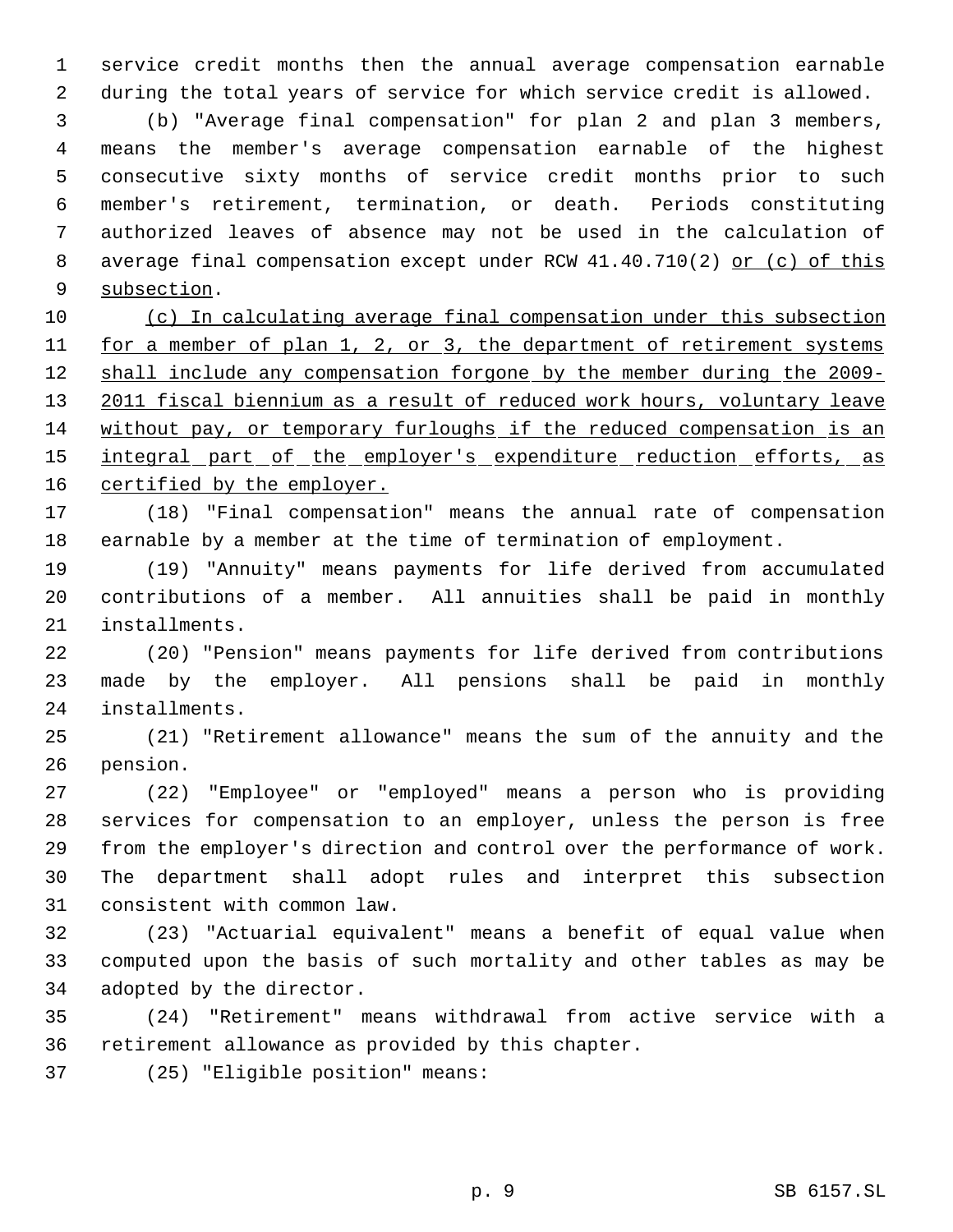service credit months then the annual average compensation earnable during the total years of service for which service credit is allowed.

(b) "Average final compensation" for plan 2 and plan 3 members, means the member's average compensation earnable of the highest consecutive sixty months of service credit months prior to such member's retirement, termination, or death. Periods constituting authorized leaves of absence may not be used in the calculation of average final compensation except under RCW 41.40.710(2) <u>or (c) of this subsection</u>.

<u>(c) In calculating average final compensation under this subsection for a member of plan 1, 2, or 3, the department of retirement systems shall include any compensation forgone by the member during the 2009-2011 fiscal biennium as a result of reduced work hours, voluntary leave without pay, or temporary furloughs if the reduced compensation is an integral part of the employer's expenditure reduction efforts, as certified by the employer.</u>

(18) "Final compensation" means the annual rate of compensation earnable by a member at the time of termination of employment.

(19) "Annuity" means payments for life derived from accumulated contributions of a member. All annuities shall be paid in monthly installments.

(20) "Pension" means payments for life derived from contributions made by the employer. All pensions shall be paid in monthly installments.

(21) "Retirement allowance" means the sum of the annuity and the pension.

(22) "Employee" or "employed" means a person who is providing services for compensation to an employer, unless the person is free from the employer's direction and control over the performance of work. The department shall adopt rules and interpret this subsection consistent with common law.

(23) "Actuarial equivalent" means a benefit of equal value when computed upon the basis of such mortality and other tables as may be adopted by the director.

(24) "Retirement" means withdrawal from active service with a retirement allowance as provided by this chapter.

(25) "Eligible position" means: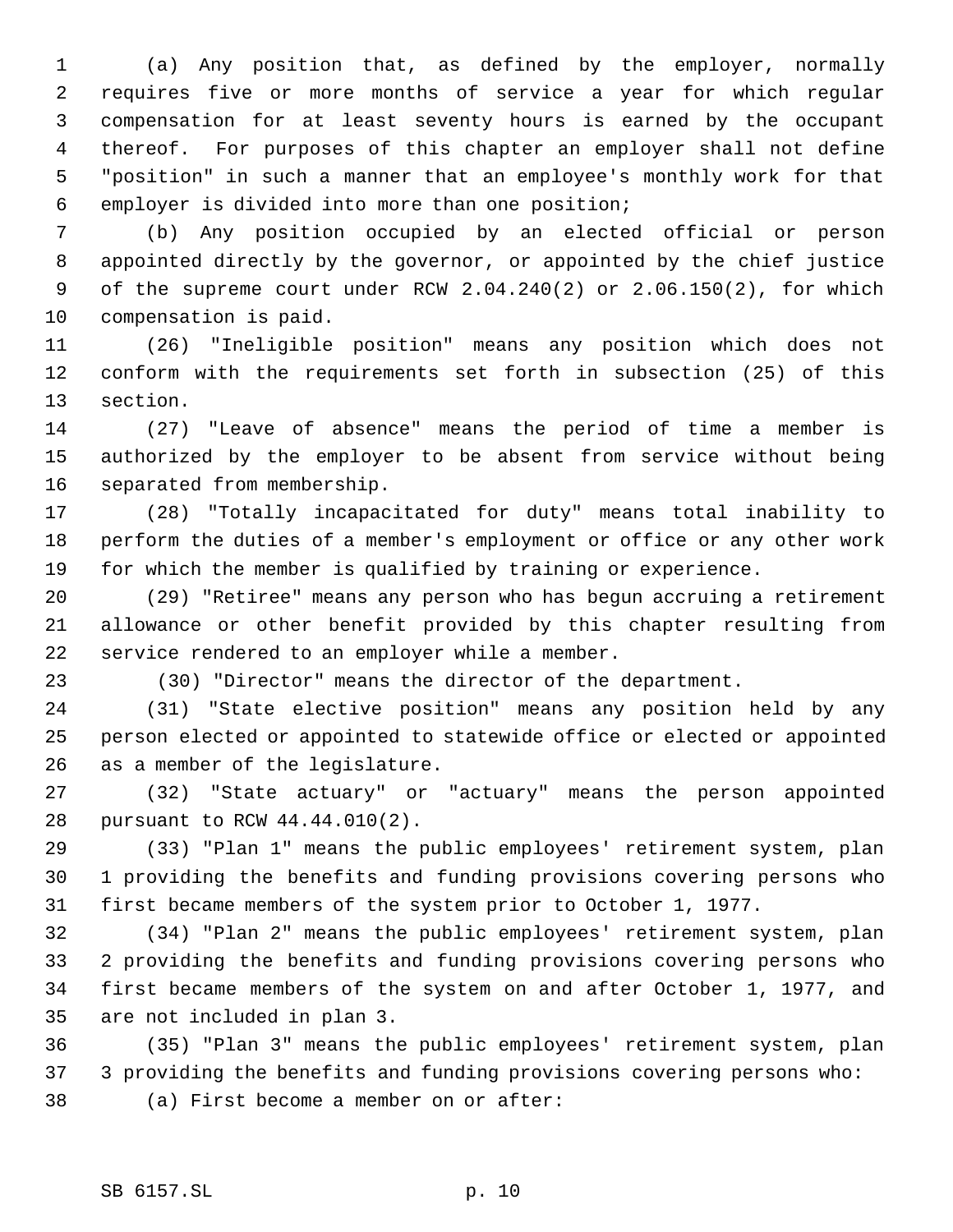(a) Any position that, as defined by the employer, normally requires five or more months of service a year for which regular compensation for at least seventy hours is earned by the occupant thereof. For purposes of this chapter an employer shall not define "position" in such a manner that an employee's monthly work for that employer is divided into more than one position;

(b) Any position occupied by an elected official or person appointed directly by the governor, or appointed by the chief justice of the supreme court under RCW 2.04.240(2) or 2.06.150(2), for which compensation is paid.

(26) "Ineligible position" means any position which does not conform with the requirements set forth in subsection (25) of this section.

(27) "Leave of absence" means the period of time a member is authorized by the employer to be absent from service without being separated from membership.

(28) "Totally incapacitated for duty" means total inability to perform the duties of a member's employment or office or any other work for which the member is qualified by training or experience.

(29) "Retiree" means any person who has begun accruing a retirement allowance or other benefit provided by this chapter resulting from service rendered to an employer while a member.

(30) "Director" means the director of the department.

(31) "State elective position" means any position held by any person elected or appointed to statewide office or elected or appointed as a member of the legislature.

(32) "State actuary" or "actuary" means the person appointed pursuant to RCW 44.44.010(2).

(33) "Plan 1" means the public employees' retirement system, plan 1 providing the benefits and funding provisions covering persons who first became members of the system prior to October 1, 1977.

(34) "Plan 2" means the public employees' retirement system, plan 2 providing the benefits and funding provisions covering persons who first became members of the system on and after October 1, 1977, and are not included in plan 3.

(35) "Plan 3" means the public employees' retirement system, plan 3 providing the benefits and funding provisions covering persons who:

(a) First become a member on or after: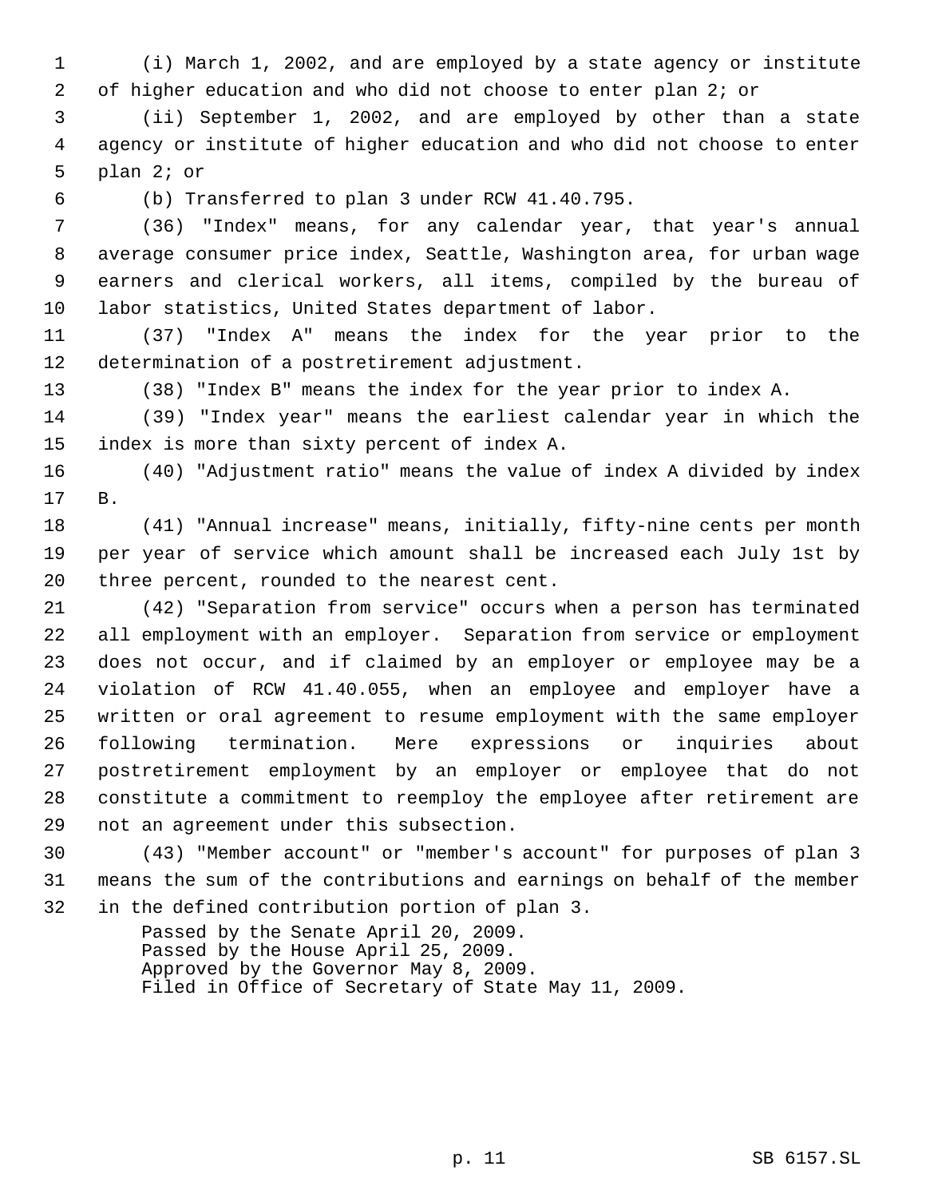(i) March 1, 2002, and are employed by a state agency or institute of higher education and who did not choose to enter plan 2; or

(ii) September 1, 2002, and are employed by other than a state agency or institute of higher education and who did not choose to enter plan 2; or

(b) Transferred to plan 3 under RCW 41.40.795.

(36) "Index" means, for any calendar year, that year's annual average consumer price index, Seattle, Washington area, for urban wage earners and clerical workers, all items, compiled by the bureau of labor statistics, United States department of labor.

(37) "Index A" means the index for the year prior to the determination of a postretirement adjustment.

(38) "Index B" means the index for the year prior to index A.

(39) "Index year" means the earliest calendar year in which the index is more than sixty percent of index A.

(40) "Adjustment ratio" means the value of index A divided by index B.

(41) "Annual increase" means, initially, fifty-nine cents per month per year of service which amount shall be increased each July 1st by three percent, rounded to the nearest cent.

(42) "Separation from service" occurs when a person has terminated all employment with an employer. Separation from service or employment does not occur, and if claimed by an employer or employee may be a violation of RCW 41.40.055, when an employee and employer have a written or oral agreement to resume employment with the same employer following termination. Mere expressions or inquiries about postretirement employment by an employer or employee that do not constitute a commitment to reemploy the employee after retirement are not an agreement under this subsection.

(43) "Member account" or "member's account" for purposes of plan 3 means the sum of the contributions and earnings on behalf of the member in the defined contribution portion of plan 3.

Passed by the Senate April 20, 2009.
Passed by the House April 25, 2009.
Approved by the Governor May 8, 2009.
Filed in Office of Secretary of State May 11, 2009.